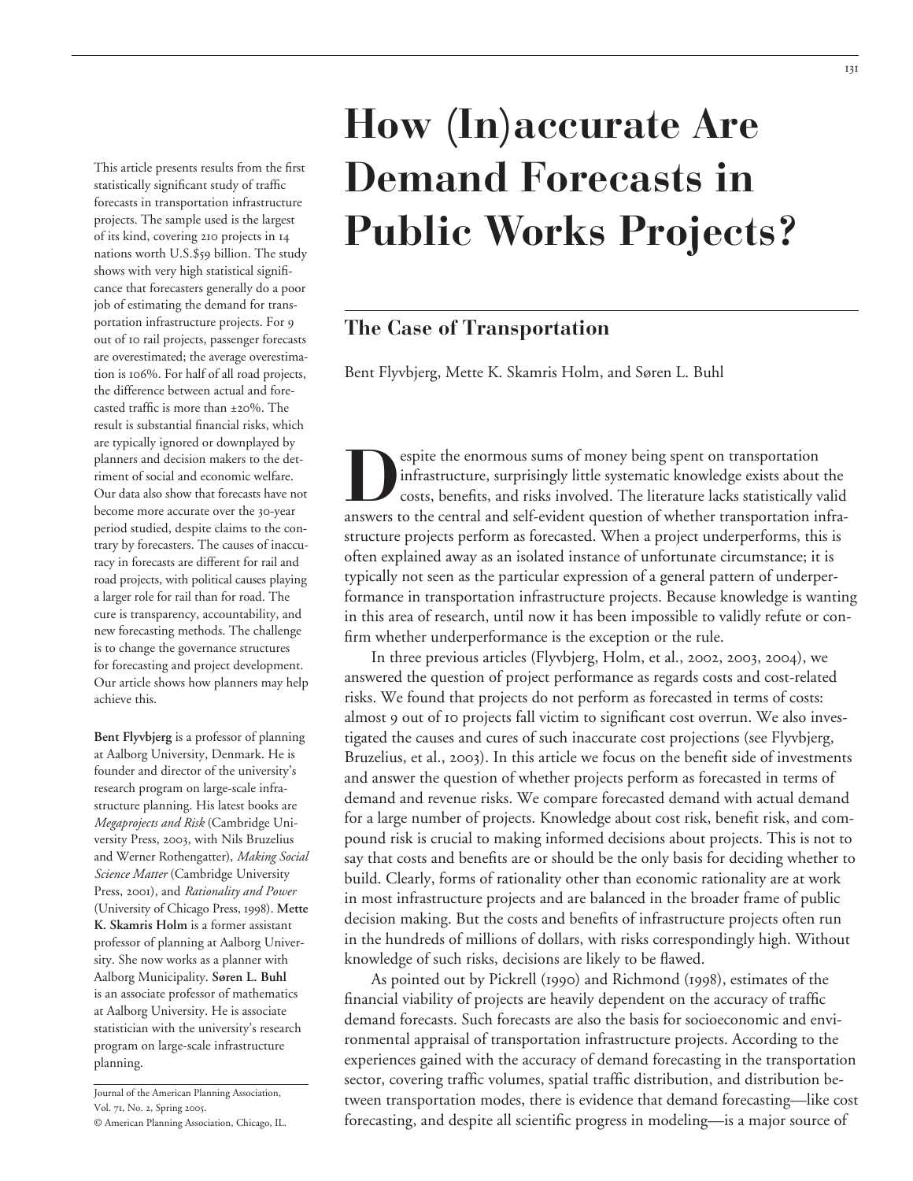# How (In)accurate Are Demand Forecasts in Public Works Projects?

## The Case of Transportation

Bent Flyvbjerg, Mette K. Skamris Holm, and Søren L. Buhl

This article presents results from the first statistically significant study of traffic forecasts in transportation infrastructure projects. The sample used is the largest of its kind, covering 210 projects in 14 nations worth U.S.$59 billion. The study shows with very high statistical significance that forecasters generally do a poor job of estimating the demand for transportation infrastructure projects. For 9 out of 10 rail projects, passenger forecasts are overestimated; the average overestimation is 106%. For half of all road projects, the difference between actual and forecasted traffic is more than ±20%. The result is substantial financial risks, which are typically ignored or downplayed by planners and decision makers to the detriment of social and economic welfare. Our data also show that forecasts have not become more accurate over the 30-year period studied, despite claims to the contrary by forecasters. The causes of inaccuracy in forecasts are different for rail and road projects, with political causes playing a larger role for rail than for road. The cure is transparency, accountability, and new forecasting methods. The challenge is to change the governance structures for forecasting and project development. Our article shows how planners may help achieve this.

**Bent Flyvbjerg** is a professor of planning at Aalborg University, Denmark. He is founder and director of the university's research program on large-scale infrastructure planning. His latest books are *Megaprojects and Risk* (Cambridge University Press, 2003, with Nils Bruzelius and Werner Rothengatter), *Making Social Science Matter* (Cambridge University Press, 2001), and *Rationality and Power* (University of Chicago Press, 1998). **Mette K. Skamris Holm** is a former assistant professor of planning at Aalborg University. She now works as a planner with Aalborg Municipality. **Søren L. Buhl** is an associate professor of mathematics at Aalborg University. He is associate statistician with the university's research program on large-scale infrastructure planning.

Journal of the American Planning Association, Vol. 71, No. 2, Spring 2005.
© American Planning Association, Chicago, IL.

Despite the enormous sums of money being spent on transportation infrastructure, surprisingly little systematic knowledge exists about the costs, benefits, and risks involved. The literature lacks statistically valid answers to the central and self-evident question of whether transportation infrastructure projects perform as forecasted. When a project underperforms, this is often explained away as an isolated instance of unfortunate circumstance; it is typically not seen as the particular expression of a general pattern of underperformance in transportation infrastructure projects. Because knowledge is wanting in this area of research, until now it has been impossible to validly refute or confirm whether underperformance is the exception or the rule.

In three previous articles (Flyvbjerg, Holm, et al., 2002, 2003, 2004), we answered the question of project performance as regards costs and cost-related risks. We found that projects do not perform as forecasted in terms of costs: almost 9 out of 10 projects fall victim to significant cost overrun. We also investigated the causes and cures of such inaccurate cost projections (see Flyvbjerg, Bruzelius, et al., 2003). In this article we focus on the benefit side of investments and answer the question of whether projects perform as forecasted in terms of demand and revenue risks. We compare forecasted demand with actual demand for a large number of projects. Knowledge about cost risk, benefit risk, and compound risk is crucial to making informed decisions about projects. This is not to say that costs and benefits are or should be the only basis for deciding whether to build. Clearly, forms of rationality other than economic rationality are at work in most infrastructure projects and are balanced in the broader frame of public decision making. But the costs and benefits of infrastructure projects often run in the hundreds of millions of dollars, with risks correspondingly high. Without knowledge of such risks, decisions are likely to be flawed.

As pointed out by Pickrell (1990) and Richmond (1998), estimates of the financial viability of projects are heavily dependent on the accuracy of traffic demand forecasts. Such forecasts are also the basis for socioeconomic and environmental appraisal of transportation infrastructure projects. According to the experiences gained with the accuracy of demand forecasting in the transportation sector, covering traffic volumes, spatial traffic distribution, and distribution between transportation modes, there is evidence that demand forecasting—like cost forecasting, and despite all scientific progress in modeling—is a major source of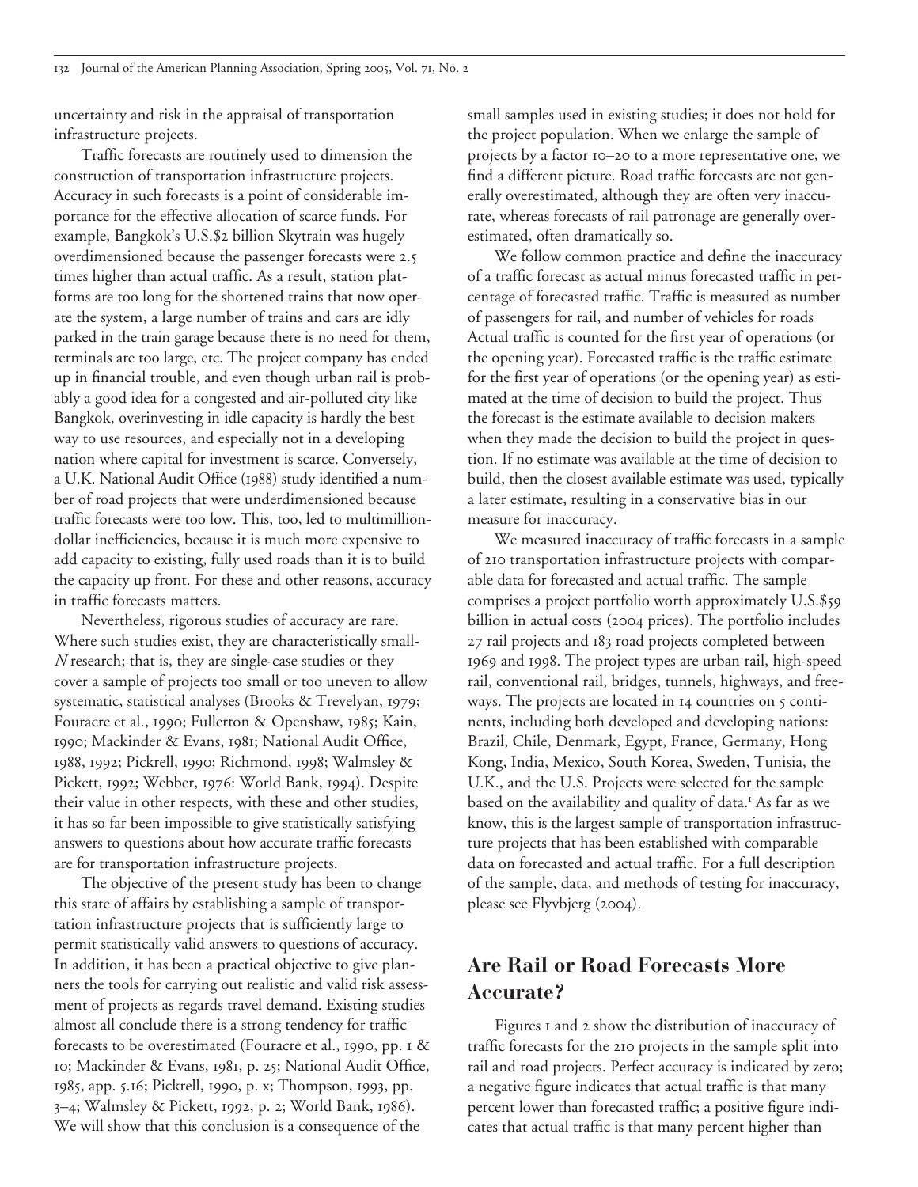uncertainty and risk in the appraisal of transportation infrastructure projects.

Traffic forecasts are routinely used to dimension the construction of transportation infrastructure projects. Accuracy in such forecasts is a point of considerable importance for the effective allocation of scarce funds. For example, Bangkok's U.S.$2 billion Skytrain was hugely overdimensioned because the passenger forecasts were 2.5 times higher than actual traffic. As a result, station platforms are too long for the shortened trains that now operate the system, a large number of trains and cars are idly parked in the train garage because there is no need for them, terminals are too large, etc. The project company has ended up in financial trouble, and even though urban rail is probably a good idea for a congested and air-polluted city like Bangkok, overinvesting in idle capacity is hardly the best way to use resources, and especially not in a developing nation where capital for investment is scarce. Conversely, a U.K. National Audit Office (1988) study identified a number of road projects that were underdimensioned because traffic forecasts were too low. This, too, led to multimillion-dollar inefficiencies, because it is much more expensive to add capacity to existing, fully used roads than it is to build the capacity up front. For these and other reasons, accuracy in traffic forecasts matters.

Nevertheless, rigorous studies of accuracy are rare. Where such studies exist, they are characteristically small-*N* research; that is, they are single-case studies or they cover a sample of projects too small or too uneven to allow systematic, statistical analyses (Brooks & Trevelyan, 1979; Fouracre et al., 1990; Fullerton & Openshaw, 1985; Kain, 1990; Mackinder & Evans, 1981; National Audit Office, 1988, 1992; Pickrell, 1990; Richmond, 1998; Walmsley & Pickett, 1992; Webber, 1976: World Bank, 1994). Despite their value in other respects, with these and other studies, it has so far been impossible to give statistically satisfying answers to questions about how accurate traffic forecasts are for transportation infrastructure projects.

The objective of the present study has been to change this state of affairs by establishing a sample of transportation infrastructure projects that is sufficiently large to permit statistically valid answers to questions of accuracy. In addition, it has been a practical objective to give planners the tools for carrying out realistic and valid risk assessment of projects as regards travel demand. Existing studies almost all conclude there is a strong tendency for traffic forecasts to be overestimated (Fouracre et al., 1990, pp. 1 & 10; Mackinder & Evans, 1981, p. 25; National Audit Office, 1985, app. 5.16; Pickrell, 1990, p. x; Thompson, 1993, pp. 3–4; Walmsley & Pickett, 1992, p. 2; World Bank, 1986). We will show that this conclusion is a consequence of the small samples used in existing studies; it does not hold for the project population. When we enlarge the sample of projects by a factor 10–20 to a more representative one, we find a different picture. Road traffic forecasts are not generally overestimated, although they are often very inaccurate, whereas forecasts of rail patronage are generally overestimated, often dramatically so.

We follow common practice and define the inaccuracy of a traffic forecast as actual minus forecasted traffic in percentage of forecasted traffic. Traffic is measured as number of passengers for rail, and number of vehicles for roads Actual traffic is counted for the first year of operations (or the opening year). Forecasted traffic is the traffic estimate for the first year of operations (or the opening year) as estimated at the time of decision to build the project. Thus the forecast is the estimate available to decision makers when they made the decision to build the project in question. If no estimate was available at the time of decision to build, then the closest available estimate was used, typically a later estimate, resulting in a conservative bias in our measure for inaccuracy.

We measured inaccuracy of traffic forecasts in a sample of 210 transportation infrastructure projects with comparable data for forecasted and actual traffic. The sample comprises a project portfolio worth approximately U.S.$59 billion in actual costs (2004 prices). The portfolio includes 27 rail projects and 183 road projects completed between 1969 and 1998. The project types are urban rail, high-speed rail, conventional rail, bridges, tunnels, highways, and freeways. The projects are located in 14 countries on 5 continents, including both developed and developing nations: Brazil, Chile, Denmark, Egypt, France, Germany, Hong Kong, India, Mexico, South Korea, Sweden, Tunisia, the U.K., and the U.S. Projects were selected for the sample based on the availability and quality of data.[1] As far as we know, this is the largest sample of transportation infrastructure projects that has been established with comparable data on forecasted and actual traffic. For a full description of the sample, data, and methods of testing for inaccuracy, please see Flyvbjerg (2004).

## Are Rail or Road Forecasts More Accurate?

Figures 1 and 2 show the distribution of inaccuracy of traffic forecasts for the 210 projects in the sample split into rail and road projects. Perfect accuracy is indicated by zero; a negative figure indicates that actual traffic is that many percent lower than forecasted traffic; a positive figure indicates that actual traffic is that many percent higher than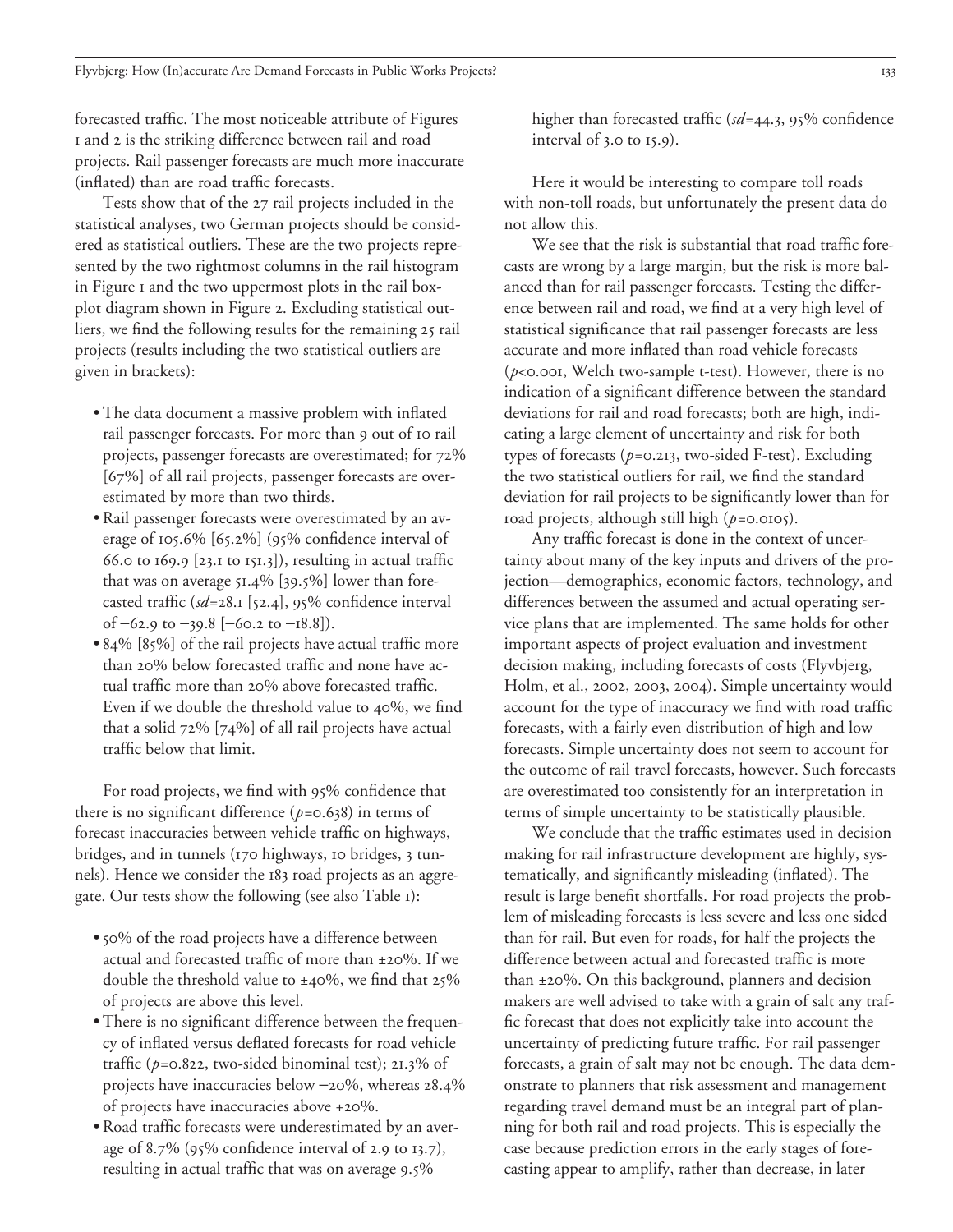forecasted traffic. The most noticeable attribute of Figures 1 and 2 is the striking difference between rail and road projects. Rail passenger forecasts are much more inaccurate (inflated) than are road traffic forecasts.

Tests show that of the 27 rail projects included in the statistical analyses, two German projects should be considered as statistical outliers. These are the two projects represented by the two rightmost columns in the rail histogram in Figure 1 and the two uppermost plots in the rail boxplot diagram shown in Figure 2. Excluding statistical outliers, we find the following results for the remaining 25 rail projects (results including the two statistical outliers are given in brackets):

- The data document a massive problem with inflated rail passenger forecasts. For more than 9 out of 10 rail projects, passenger forecasts are overestimated; for 72% [67%] of all rail projects, passenger forecasts are overestimated by more than two thirds.
- Rail passenger forecasts were overestimated by an average of 105.6% [65.2%] (95% confidence interval of 66.0 to 169.9 [23.1 to 151.3]), resulting in actual traffic that was on average 51.4% [39.5%] lower than forecasted traffic (*sd*=28.1 [52.4], 95% confidence interval of −62.9 to −39.8 [−60.2 to −18.8]).
- 84% [85%] of the rail projects have actual traffic more than 20% below forecasted traffic and none have actual traffic more than 20% above forecasted traffic. Even if we double the threshold value to 40%, we find that a solid 72% [74%] of all rail projects have actual traffic below that limit.

For road projects, we find with 95% confidence that there is no significant difference ($p$=0.638) in terms of forecast inaccuracies between vehicle traffic on highways, bridges, and in tunnels (170 highways, 10 bridges, 3 tunnels). Hence we consider the 183 road projects as an aggregate. Our tests show the following (see also Table 1):

- 50% of the road projects have a difference between actual and forecasted traffic of more than ±20%. If we double the threshold value to ±40%, we find that 25% of projects are above this level.
- There is no significant difference between the frequency of inflated versus deflated forecasts for road vehicle traffic ($p$=0.822, two-sided binominal test); 21.3% of projects have inaccuracies below −20%, whereas 28.4% of projects have inaccuracies above +20%.
- Road traffic forecasts were underestimated by an average of 8.7% (95% confidence interval of 2.9 to 13.7), resulting in actual traffic that was on average 9.5% higher than forecasted traffic (*sd*=44.3, 95% confidence interval of 3.0 to 15.9).

Here it would be interesting to compare toll roads with non-toll roads, but unfortunately the present data do not allow this.

We see that the risk is substantial that road traffic forecasts are wrong by a large margin, but the risk is more balanced than for rail passenger forecasts. Testing the difference between rail and road, we find at a very high level of statistical significance that rail passenger forecasts are less accurate and more inflated than road vehicle forecasts ($p$<0.001, Welch two-sample t-test). However, there is no indication of a significant difference between the standard deviations for rail and road forecasts; both are high, indicating a large element of uncertainty and risk for both types of forecasts ($p$=0.213, two-sided F-test). Excluding the two statistical outliers for rail, we find the standard deviation for rail projects to be significantly lower than for road projects, although still high ($p$=0.0105).

Any traffic forecast is done in the context of uncertainty about many of the key inputs and drivers of the projection—demographics, economic factors, technology, and differences between the assumed and actual operating service plans that are implemented. The same holds for other important aspects of project evaluation and investment decision making, including forecasts of costs (Flyvbjerg, Holm, et al., 2002, 2003, 2004). Simple uncertainty would account for the type of inaccuracy we find with road traffic forecasts, with a fairly even distribution of high and low forecasts. Simple uncertainty does not seem to account for the outcome of rail travel forecasts, however. Such forecasts are overestimated too consistently for an interpretation in terms of simple uncertainty to be statistically plausible.

We conclude that the traffic estimates used in decision making for rail infrastructure development are highly, systematically, and significantly misleading (inflated). The result is large benefit shortfalls. For road projects the problem of misleading forecasts is less severe and less one sided than for rail. But even for roads, for half the projects the difference between actual and forecasted traffic is more than ±20%. On this background, planners and decision makers are well advised to take with a grain of salt any traffic forecast that does not explicitly take into account the uncertainty of predicting future traffic. For rail passenger forecasts, a grain of salt may not be enough. The data demonstrate to planners that risk assessment and management regarding travel demand must be an integral part of planning for both rail and road projects. This is especially the case because prediction errors in the early stages of forecasting appear to amplify, rather than decrease, in later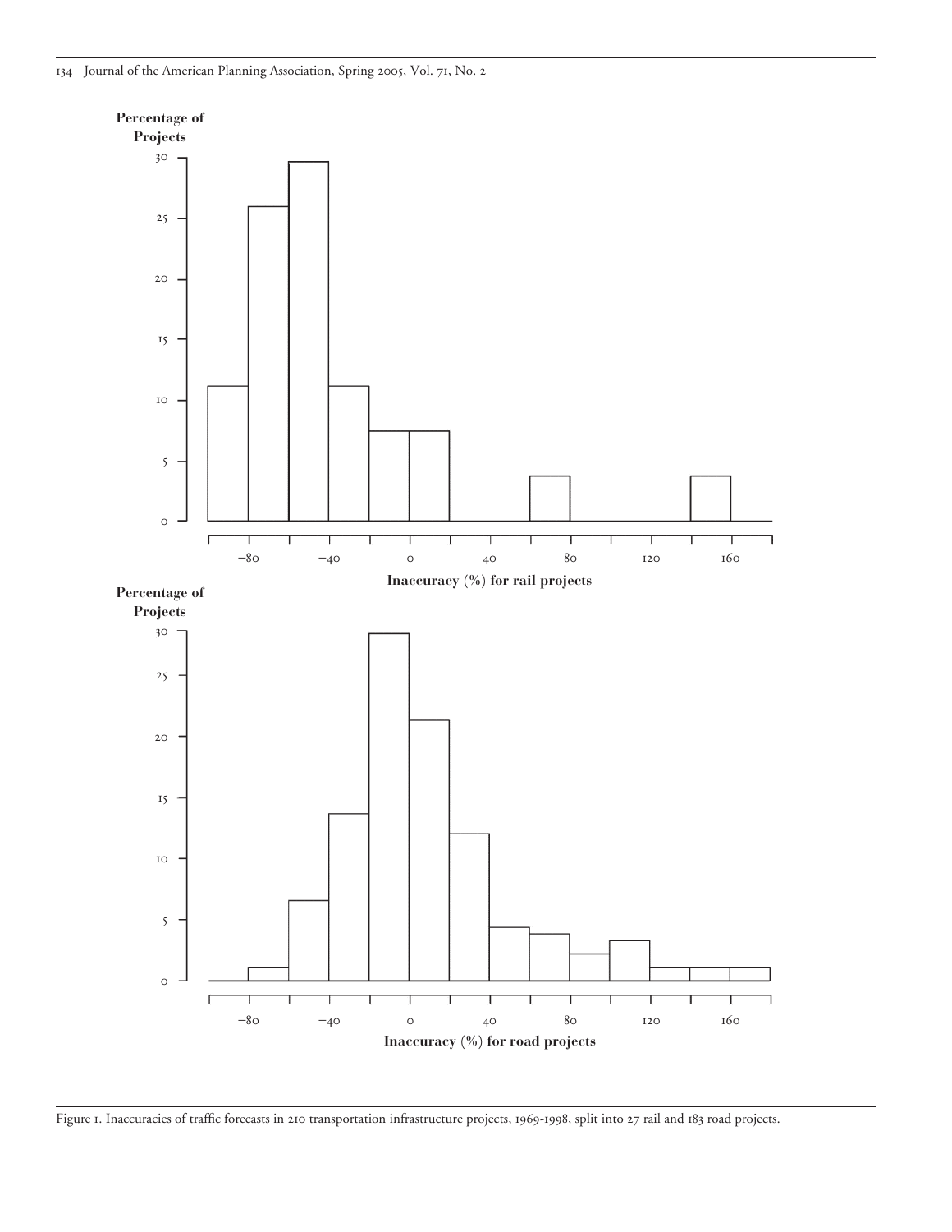Figure 1. Inaccuracies of traffic forecasts in 210 transportation infrastructure projects, 1969-1998, split into 27 rail and 183 road projects.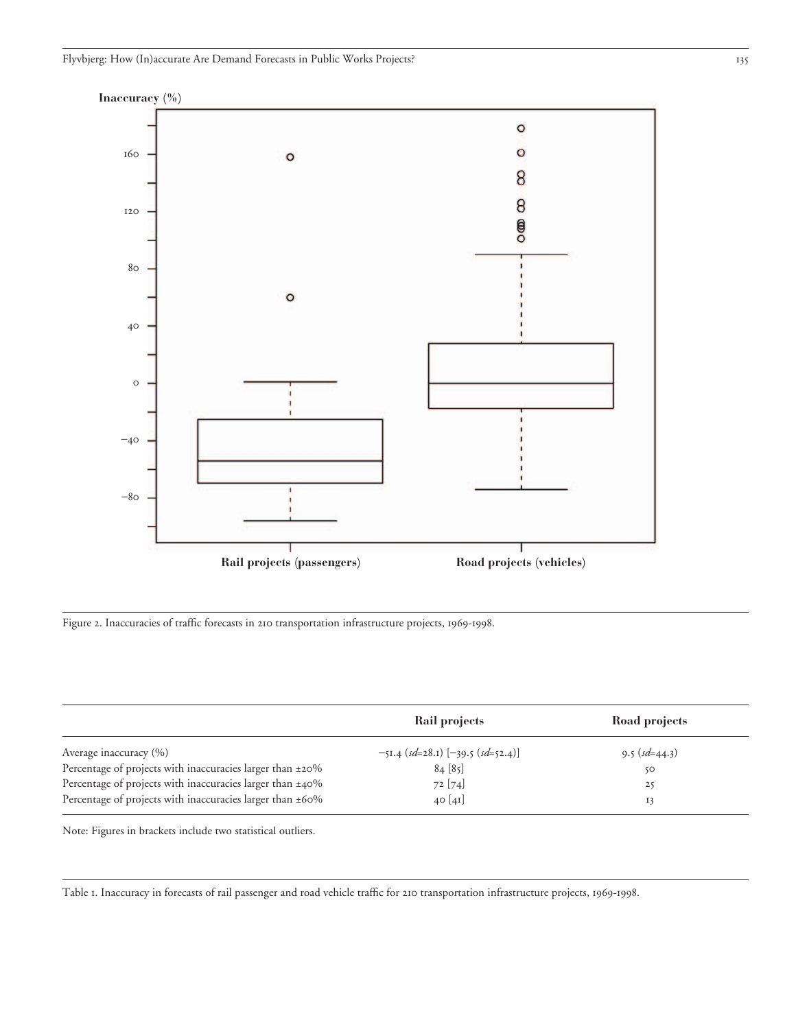Figure 2. Inaccuracies of traffic forecasts in 210 transportation infrastructure projects, 1969-1998.

| | Rail projects | Road projects |
|---|---|---|
| Average inaccuracy (%) | −51.4 (*sd*=28.1) [−39.5 (*sd*=52.4)] | 9.5 (*sd*=44.3) |
| Percentage of projects with inaccuracies larger than ±20% | 84 [85] | 50 |
| Percentage of projects with inaccuracies larger than ±40% | 72 [74] | 25 |
| Percentage of projects with inaccuracies larger than ±60% | 40 [41] | 13 |

Note: Figures in brackets include two statistical outliers.

Table 1. Inaccuracy in forecasts of rail passenger and road vehicle traffic for 210 transportation infrastructure projects, 1969-1998.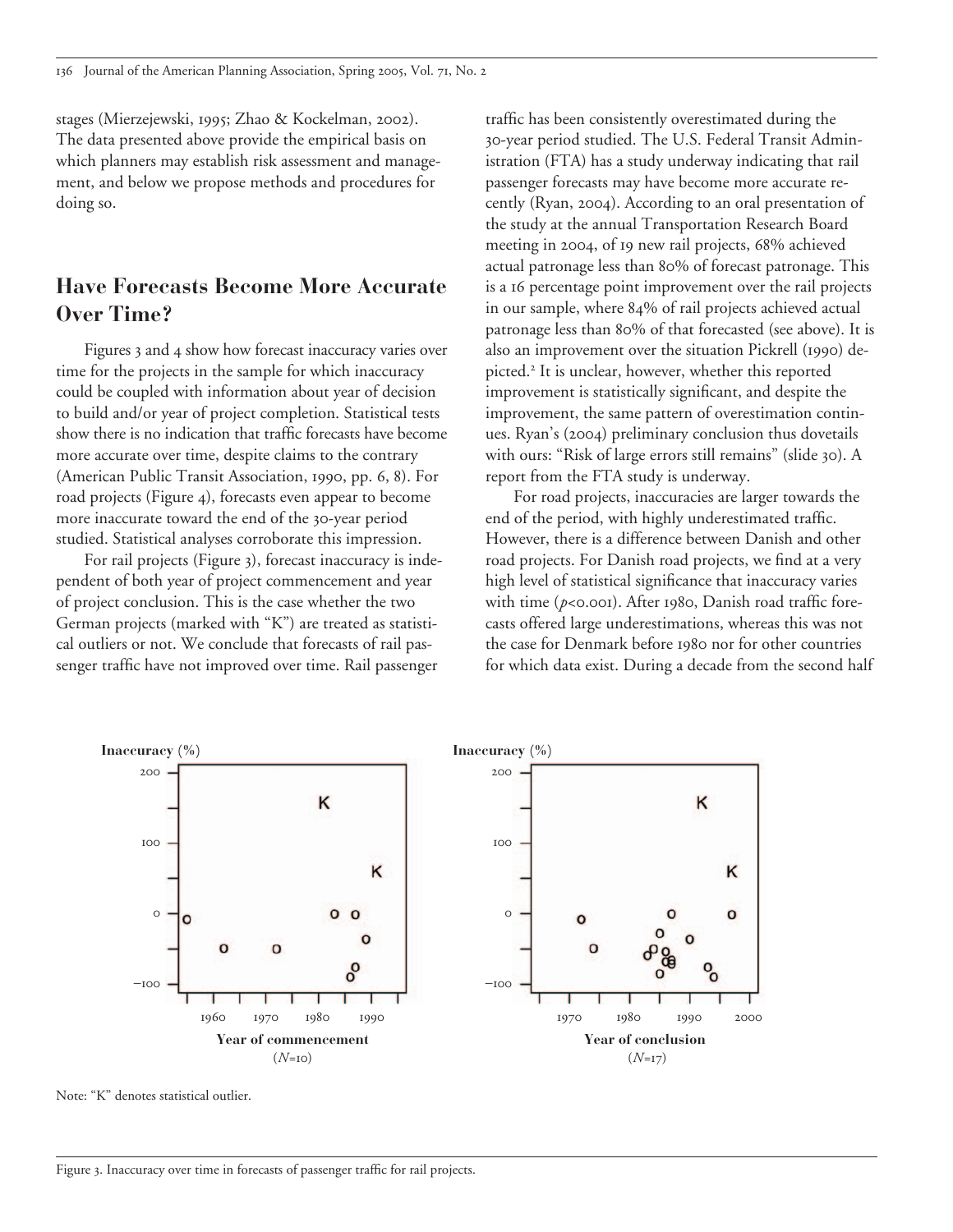stages (Mierzejewski, 1995; Zhao & Kockelman, 2002). The data presented above provide the empirical basis on which planners may establish risk assessment and management, and below we propose methods and procedures for doing so.

## Have Forecasts Become More Accurate Over Time?

Figures 3 and 4 show how forecast inaccuracy varies over time for the projects in the sample for which inaccuracy could be coupled with information about year of decision to build and/or year of project completion. Statistical tests show there is no indication that traffic forecasts have become more accurate over time, despite claims to the contrary (American Public Transit Association, 1990, pp. 6, 8). For road projects (Figure 4), forecasts even appear to become more inaccurate toward the end of the 30-year period studied. Statistical analyses corroborate this impression.

For rail projects (Figure 3), forecast inaccuracy is independent of both year of project commencement and year of project conclusion. This is the case whether the two German projects (marked with "K") are treated as statistical outliers or not. We conclude that forecasts of rail passenger traffic have not improved over time. Rail passenger traffic has been consistently overestimated during the 30-year period studied. The U.S. Federal Transit Administration (FTA) has a study underway indicating that rail passenger forecasts may have become more accurate recently (Ryan, 2004). According to an oral presentation of the study at the annual Transportation Research Board meeting in 2004, of 19 new rail projects, 68% achieved actual patronage less than 80% of forecast patronage. This is a 16 percentage point improvement over the rail projects in our sample, where 84% of rail projects achieved actual patronage less than 80% of that forecasted (see above). It is also an improvement over the situation Pickrell (1990) depicted.[2] It is unclear, however, whether this reported improvement is statistically significant, and despite the improvement, the same pattern of overestimation continues. Ryan's (2004) preliminary conclusion thus dovetails with ours: "Risk of large errors still remains" (slide 30). A report from the FTA study is underway.

For road projects, inaccuracies are larger towards the end of the period, with highly underestimated traffic. However, there is a difference between Danish and other road projects. For Danish road projects, we find at a very high level of statistical significance that inaccuracy varies with time ($p<0.001$). After 1980, Danish road traffic forecasts offered large underestimations, whereas this was not the case for Denmark before 1980 nor for other countries for which data exist. During a decade from the second half

Note: "K" denotes statistical outlier.

Figure 3. Inaccuracy over time in forecasts of passenger traffic for rail projects.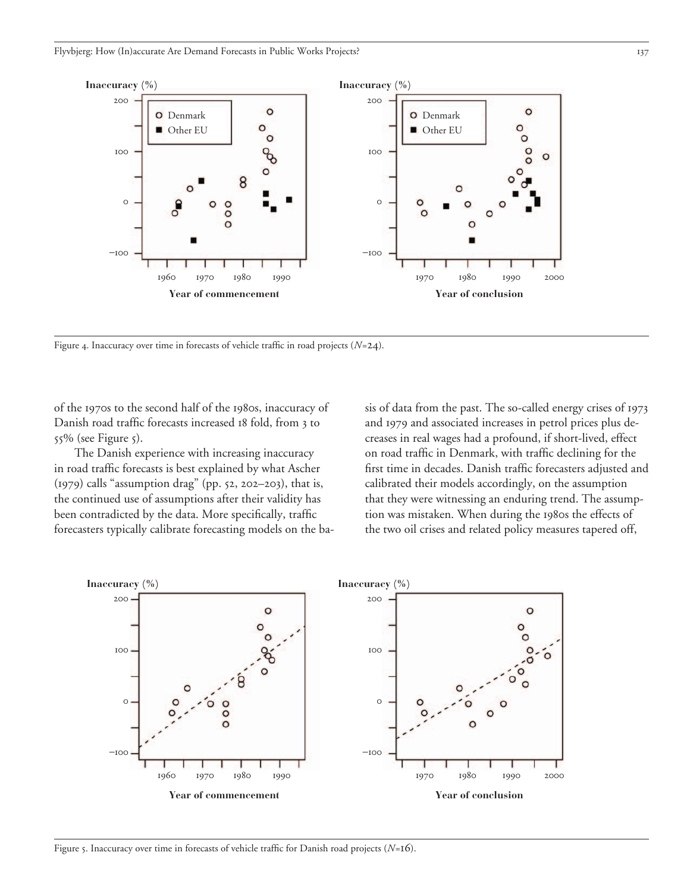Figure 4. Inaccuracy over time in forecasts of vehicle traffic in road projects ($N$=24).

of the 1970s to the second half of the 1980s, inaccuracy of Danish road traffic forecasts increased 18 fold, from 3 to 55% (see Figure 5).

The Danish experience with increasing inaccuracy in road traffic forecasts is best explained by what Ascher (1979) calls "assumption drag" (pp. 52, 202–203), that is, the continued use of assumptions after their validity has been contradicted by the data. More specifically, traffic forecasters typically calibrate forecasting models on the basis of data from the past. The so-called energy crises of 1973 and 1979 and associated increases in petrol prices plus decreases in real wages had a profound, if short-lived, effect on road traffic in Denmark, with traffic declining for the first time in decades. Danish traffic forecasters adjusted and calibrated their models accordingly, on the assumption that they were witnessing an enduring trend. The assumption was mistaken. When during the 1980s the effects of the two oil crises and related policy measures tapered off,

Figure 5. Inaccuracy over time in forecasts of vehicle traffic for Danish road projects ($N$=16).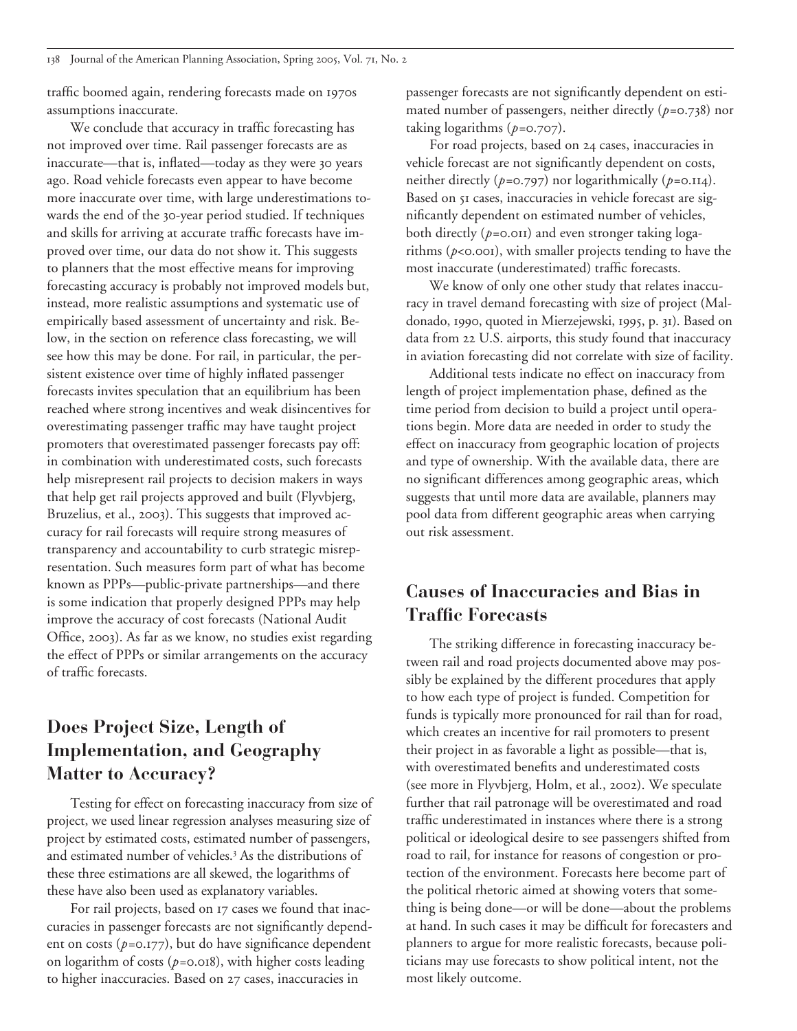traffic boomed again, rendering forecasts made on 1970s assumptions inaccurate.

We conclude that accuracy in traffic forecasting has not improved over time. Rail passenger forecasts are as inaccurate—that is, inflated—today as they were 30 years ago. Road vehicle forecasts even appear to have become more inaccurate over time, with large underestimations towards the end of the 30-year period studied. If techniques and skills for arriving at accurate traffic forecasts have improved over time, our data do not show it. This suggests to planners that the most effective means for improving forecasting accuracy is probably not improved models but, instead, more realistic assumptions and systematic use of empirically based assessment of uncertainty and risk. Below, in the section on reference class forecasting, we will see how this may be done. For rail, in particular, the persistent existence over time of highly inflated passenger forecasts invites speculation that an equilibrium has been reached where strong incentives and weak disincentives for overestimating passenger traffic may have taught project promoters that overestimated passenger forecasts pay off: in combination with underestimated costs, such forecasts help misrepresent rail projects to decision makers in ways that help get rail projects approved and built (Flyvbjerg, Bruzelius, et al., 2003). This suggests that improved accuracy for rail forecasts will require strong measures of transparency and accountability to curb strategic misrepresentation. Such measures form part of what has become known as PPPs—public-private partnerships—and there is some indication that properly designed PPPs may help improve the accuracy of cost forecasts (National Audit Office, 2003). As far as we know, no studies exist regarding the effect of PPPs or similar arrangements on the accuracy of traffic forecasts.

## Does Project Size, Length of Implementation, and Geography Matter to Accuracy?

Testing for effect on forecasting inaccuracy from size of project, we used linear regression analyses measuring size of project by estimated costs, estimated number of passengers, and estimated number of vehicles.[3] As the distributions of these three estimations are all skewed, the logarithms of these have also been used as explanatory variables.

For rail projects, based on 17 cases we found that inaccuracies in passenger forecasts are not significantly dependent on costs ($p=0.177$), but do have significance dependent on logarithm of costs ($p=0.018$), with higher costs leading to higher inaccuracies. Based on 27 cases, inaccuracies in passenger forecasts are not significantly dependent on estimated number of passengers, neither directly ($p=0.738$) nor taking logarithms ($p=0.707$).

For road projects, based on 24 cases, inaccuracies in vehicle forecast are not significantly dependent on costs, neither directly ($p=0.797$) nor logarithmically ($p=0.114$). Based on 51 cases, inaccuracies in vehicle forecast are significantly dependent on estimated number of vehicles, both directly ($p=0.011$) and even stronger taking logarithms ($p<0.001$), with smaller projects tending to have the most inaccurate (underestimated) traffic forecasts.

We know of only one other study that relates inaccuracy in travel demand forecasting with size of project (Maldonado, 1990, quoted in Mierzejewski, 1995, p. 31). Based on data from 22 U.S. airports, this study found that inaccuracy in aviation forecasting did not correlate with size of facility.

Additional tests indicate no effect on inaccuracy from length of project implementation phase, defined as the time period from decision to build a project until operations begin. More data are needed in order to study the effect on inaccuracy from geographic location of projects and type of ownership. With the available data, there are no significant differences among geographic areas, which suggests that until more data are available, planners may pool data from different geographic areas when carrying out risk assessment.

## Causes of Inaccuracies and Bias in Traffic Forecasts

The striking difference in forecasting inaccuracy between rail and road projects documented above may possibly be explained by the different procedures that apply to how each type of project is funded. Competition for funds is typically more pronounced for rail than for road, which creates an incentive for rail promoters to present their project in as favorable a light as possible—that is, with overestimated benefits and underestimated costs (see more in Flyvbjerg, Holm, et al., 2002). We speculate further that rail patronage will be overestimated and road traffic underestimated in instances where there is a strong political or ideological desire to see passengers shifted from road to rail, for instance for reasons of congestion or protection of the environment. Forecasts here become part of the political rhetoric aimed at showing voters that something is being done—or will be done—about the problems at hand. In such cases it may be difficult for forecasters and planners to argue for more realistic forecasts, because politicians may use forecasts to show political intent, not the most likely outcome.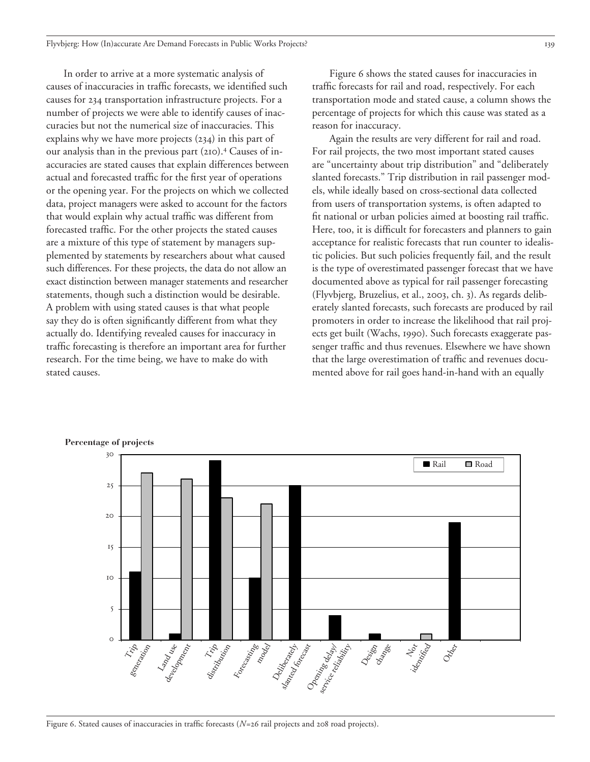In order to arrive at a more systematic analysis of causes of inaccuracies in traffic forecasts, we identified such causes for 234 transportation infrastructure projects. For a number of projects we were able to identify causes of inaccuracies but not the numerical size of inaccuracies. This explains why we have more projects (234) in this part of our analysis than in the previous part (210).[4] Causes of inaccuracies are stated causes that explain differences between actual and forecasted traffic for the first year of operations or the opening year. For the projects on which we collected data, project managers were asked to account for the factors that would explain why actual traffic was different from forecasted traffic. For the other projects the stated causes are a mixture of this type of statement by managers supplemented by statements by researchers about what caused such differences. For these projects, the data do not allow an exact distinction between manager statements and researcher statements, though such a distinction would be desirable. A problem with using stated causes is that what people say they do is often significantly different from what they actually do. Identifying revealed causes for inaccuracy in traffic forecasting is therefore an important area for further research. For the time being, we have to make do with stated causes.

Figure 6 shows the stated causes for inaccuracies in traffic forecasts for rail and road, respectively. For each transportation mode and stated cause, a column shows the percentage of projects for which this cause was stated as a reason for inaccuracy.

Again the results are very different for rail and road. For rail projects, the two most important stated causes are "uncertainty about trip distribution" and "deliberately slanted forecasts." Trip distribution in rail passenger models, while ideally based on cross-sectional data collected from users of transportation systems, is often adapted to fit national or urban policies aimed at boosting rail traffic. Here, too, it is difficult for forecasters and planners to gain acceptance for realistic forecasts that run counter to idealistic policies. But such policies frequently fail, and the result is the type of overestimated passenger forecast that we have documented above as typical for rail passenger forecasting (Flyvbjerg, Bruzelius, et al., 2003, ch. 3). As regards deliberately slanted forecasts, such forecasts are produced by rail promoters in order to increase the likelihood that rail projects get built (Wachs, 1990). Such forecasts exaggerate passenger traffic and thus revenues. Elsewhere we have shown that the large overestimation of traffic and revenues documented above for rail goes hand-in-hand with an equally

Percentage of projects

30
25
20
15
10
5
0

Rail
Road

Trip generation
Land use development
Trip distribution
Forecasting model
Deliberately slanted forecast
Opening delay/ service reliability
Design change
Not identified
Other

Figure 6. Stated causes of inaccuracies in traffic forecasts (*N*=26 rail projects and 208 road projects).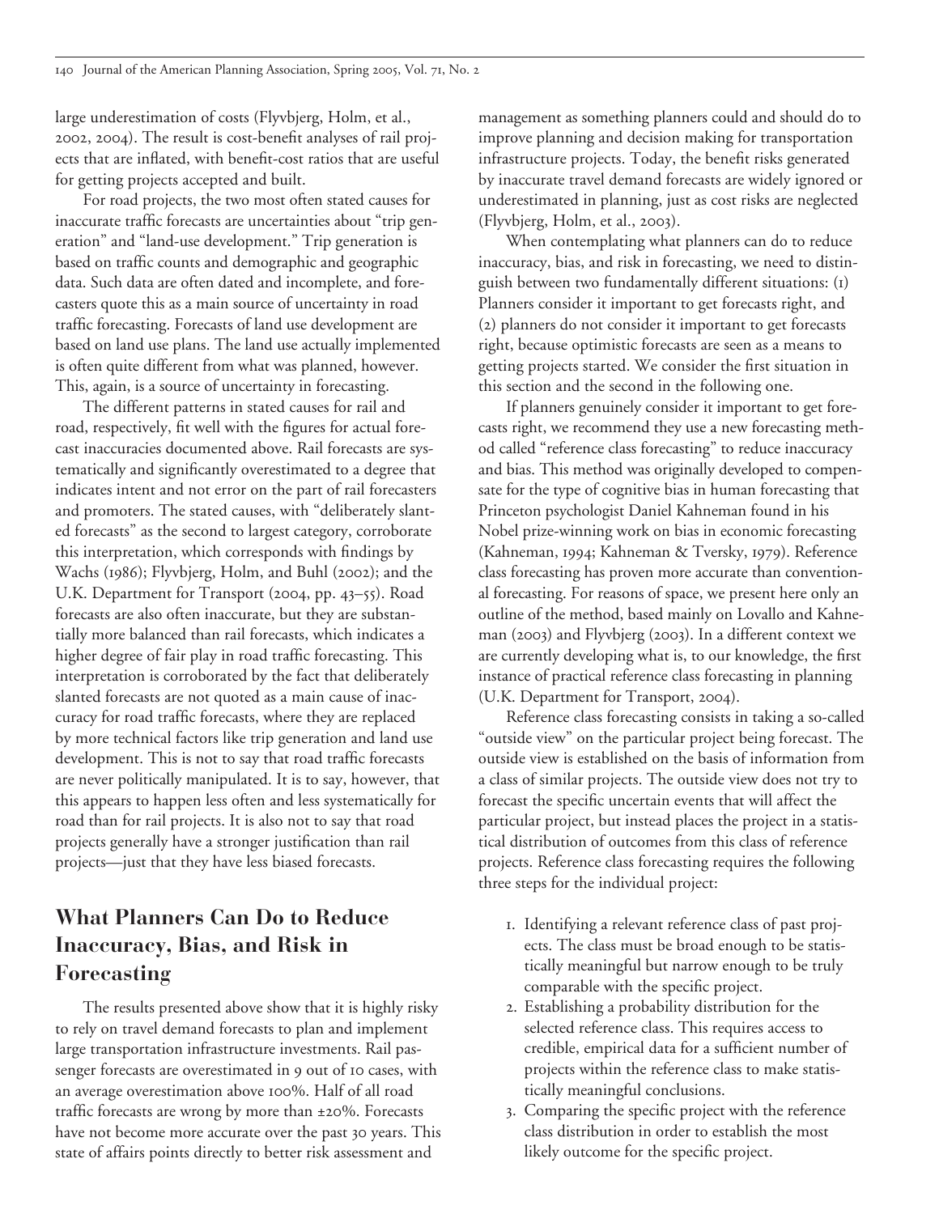large underestimation of costs (Flyvbjerg, Holm, et al., 2002, 2004). The result is cost-benefit analyses of rail projects that are inflated, with benefit-cost ratios that are useful for getting projects accepted and built.

For road projects, the two most often stated causes for inaccurate traffic forecasts are uncertainties about "trip generation" and "land-use development." Trip generation is based on traffic counts and demographic and geographic data. Such data are often dated and incomplete, and forecasters quote this as a main source of uncertainty in road traffic forecasting. Forecasts of land use development are based on land use plans. The land use actually implemented is often quite different from what was planned, however. This, again, is a source of uncertainty in forecasting.

The different patterns in stated causes for rail and road, respectively, fit well with the figures for actual forecast inaccuracies documented above. Rail forecasts are systematically and significantly overestimated to a degree that indicates intent and not error on the part of rail forecasters and promoters. The stated causes, with "deliberately slanted forecasts" as the second to largest category, corroborate this interpretation, which corresponds with findings by Wachs (1986); Flyvbjerg, Holm, and Buhl (2002); and the U.K. Department for Transport (2004, pp. 43–55). Road forecasts are also often inaccurate, but they are substantially more balanced than rail forecasts, which indicates a higher degree of fair play in road traffic forecasting. This interpretation is corroborated by the fact that deliberately slanted forecasts are not quoted as a main cause of inaccuracy for road traffic forecasts, where they are replaced by more technical factors like trip generation and land use development. This is not to say that road traffic forecasts are never politically manipulated. It is to say, however, that this appears to happen less often and less systematically for road than for rail projects. It is also not to say that road projects generally have a stronger justification than rail projects—just that they have less biased forecasts.

## What Planners Can Do to Reduce Inaccuracy, Bias, and Risk in Forecasting

The results presented above show that it is highly risky to rely on travel demand forecasts to plan and implement large transportation infrastructure investments. Rail passenger forecasts are overestimated in 9 out of 10 cases, with an average overestimation above 100%. Half of all road traffic forecasts are wrong by more than ±20%. Forecasts have not become more accurate over the past 30 years. This state of affairs points directly to better risk assessment and management as something planners could and should do to improve planning and decision making for transportation infrastructure projects. Today, the benefit risks generated by inaccurate travel demand forecasts are widely ignored or underestimated in planning, just as cost risks are neglected (Flyvbjerg, Holm, et al., 2003).

When contemplating what planners can do to reduce inaccuracy, bias, and risk in forecasting, we need to distinguish between two fundamentally different situations: (1) Planners consider it important to get forecasts right, and (2) planners do not consider it important to get forecasts right, because optimistic forecasts are seen as a means to getting projects started. We consider the first situation in this section and the second in the following one.

If planners genuinely consider it important to get forecasts right, we recommend they use a new forecasting method called "reference class forecasting" to reduce inaccuracy and bias. This method was originally developed to compensate for the type of cognitive bias in human forecasting that Princeton psychologist Daniel Kahneman found in his Nobel prize-winning work on bias in economic forecasting (Kahneman, 1994; Kahneman & Tversky, 1979). Reference class forecasting has proven more accurate than conventional forecasting. For reasons of space, we present here only an outline of the method, based mainly on Lovallo and Kahneman (2003) and Flyvbjerg (2003). In a different context we are currently developing what is, to our knowledge, the first instance of practical reference class forecasting in planning (U.K. Department for Transport, 2004).

Reference class forecasting consists in taking a so-called "outside view" on the particular project being forecast. The outside view is established on the basis of information from a class of similar projects. The outside view does not try to forecast the specific uncertain events that will affect the particular project, but instead places the project in a statistical distribution of outcomes from this class of reference projects. Reference class forecasting requires the following three steps for the individual project:

1. Identifying a relevant reference class of past projects. The class must be broad enough to be statistically meaningful but narrow enough to be truly comparable with the specific project.
2. Establishing a probability distribution for the selected reference class. This requires access to credible, empirical data for a sufficient number of projects within the reference class to make statistically meaningful conclusions.
3. Comparing the specific project with the reference class distribution in order to establish the most likely outcome for the specific project.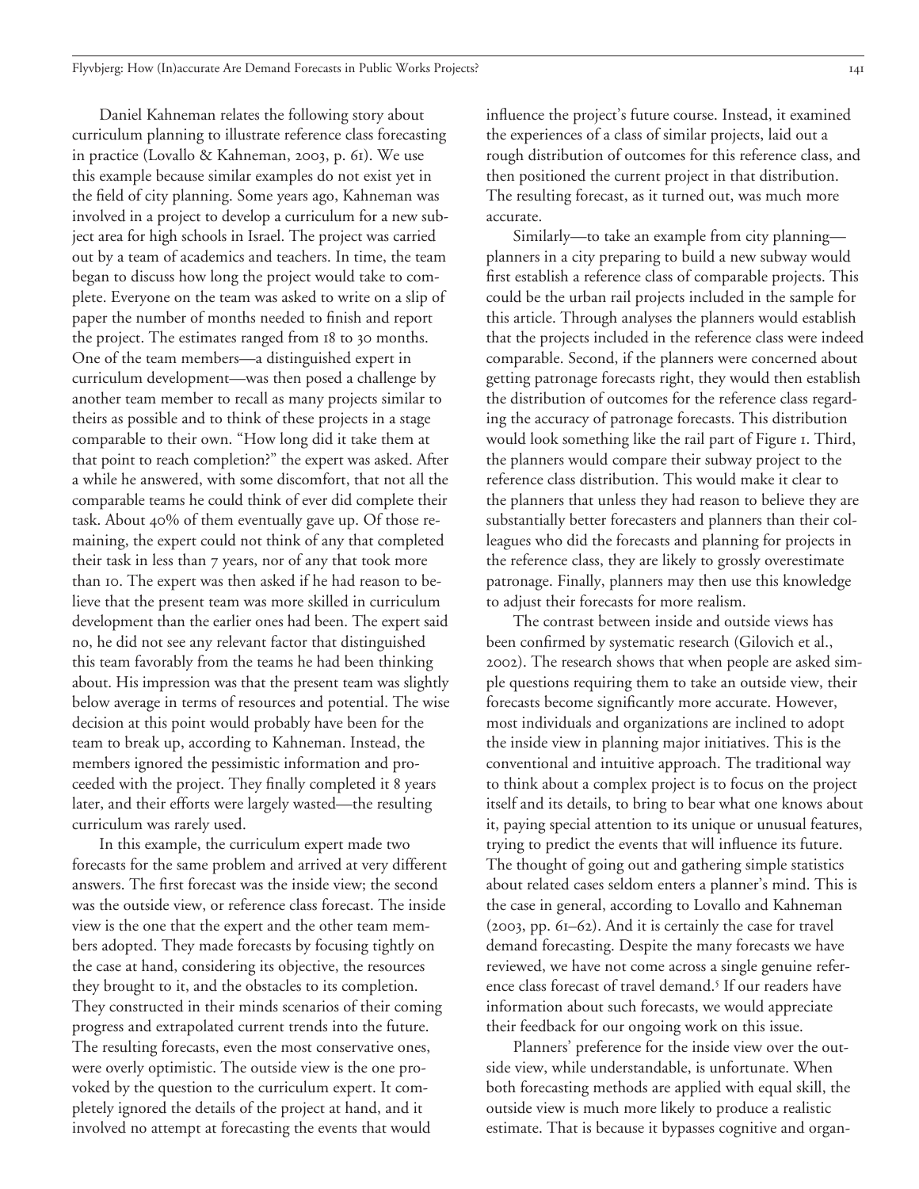Daniel Kahneman relates the following story about curriculum planning to illustrate reference class forecasting in practice (Lovallo & Kahneman, 2003, p. 61). We use this example because similar examples do not exist yet in the field of city planning. Some years ago, Kahneman was involved in a project to develop a curriculum for a new subject area for high schools in Israel. The project was carried out by a team of academics and teachers. In time, the team began to discuss how long the project would take to complete. Everyone on the team was asked to write on a slip of paper the number of months needed to finish and report the project. The estimates ranged from 18 to 30 months. One of the team members—a distinguished expert in curriculum development—was then posed a challenge by another team member to recall as many projects similar to theirs as possible and to think of these projects in a stage comparable to their own. "How long did it take them at that point to reach completion?" the expert was asked. After a while he answered, with some discomfort, that not all the comparable teams he could think of ever did complete their task. About 40% of them eventually gave up. Of those remaining, the expert could not think of any that completed their task in less than 7 years, nor of any that took more than 10. The expert was then asked if he had reason to believe that the present team was more skilled in curriculum development than the earlier ones had been. The expert said no, he did not see any relevant factor that distinguished this team favorably from the teams he had been thinking about. His impression was that the present team was slightly below average in terms of resources and potential. The wise decision at this point would probably have been for the team to break up, according to Kahneman. Instead, the members ignored the pessimistic information and proceeded with the project. They finally completed it 8 years later, and their efforts were largely wasted—the resulting curriculum was rarely used.

In this example, the curriculum expert made two forecasts for the same problem and arrived at very different answers. The first forecast was the inside view; the second was the outside view, or reference class forecast. The inside view is the one that the expert and the other team members adopted. They made forecasts by focusing tightly on the case at hand, considering its objective, the resources they brought to it, and the obstacles to its completion. They constructed in their minds scenarios of their coming progress and extrapolated current trends into the future. The resulting forecasts, even the most conservative ones, were overly optimistic. The outside view is the one provoked by the question to the curriculum expert. It completely ignored the details of the project at hand, and it involved no attempt at forecasting the events that would influence the project's future course. Instead, it examined the experiences of a class of similar projects, laid out a rough distribution of outcomes for this reference class, and then positioned the current project in that distribution. The resulting forecast, as it turned out, was much more accurate.

Similarly—to take an example from city planning—planners in a city preparing to build a new subway would first establish a reference class of comparable projects. This could be the urban rail projects included in the sample for this article. Through analyses the planners would establish that the projects included in the reference class were indeed comparable. Second, if the planners were concerned about getting patronage forecasts right, they would then establish the distribution of outcomes for the reference class regarding the accuracy of patronage forecasts. This distribution would look something like the rail part of Figure 1. Third, the planners would compare their subway project to the reference class distribution. This would make it clear to the planners that unless they had reason to believe they are substantially better forecasters and planners than their colleagues who did the forecasts and planning for projects in the reference class, they are likely to grossly overestimate patronage. Finally, planners may then use this knowledge to adjust their forecasts for more realism.

The contrast between inside and outside views has been confirmed by systematic research (Gilovich et al., 2002). The research shows that when people are asked simple questions requiring them to take an outside view, their forecasts become significantly more accurate. However, most individuals and organizations are inclined to adopt the inside view in planning major initiatives. This is the conventional and intuitive approach. The traditional way to think about a complex project is to focus on the project itself and its details, to bring to bear what one knows about it, paying special attention to its unique or unusual features, trying to predict the events that will influence its future. The thought of going out and gathering simple statistics about related cases seldom enters a planner's mind. This is the case in general, according to Lovallo and Kahneman (2003, pp. 61–62). And it is certainly the case for travel demand forecasting. Despite the many forecasts we have reviewed, we have not come across a single genuine reference class forecast of travel demand.[5] If our readers have information about such forecasts, we would appreciate their feedback for our ongoing work on this issue.

Planners' preference for the inside view over the outside view, while understandable, is unfortunate. When both forecasting methods are applied with equal skill, the outside view is much more likely to produce a realistic estimate. That is because it bypasses cognitive and organ-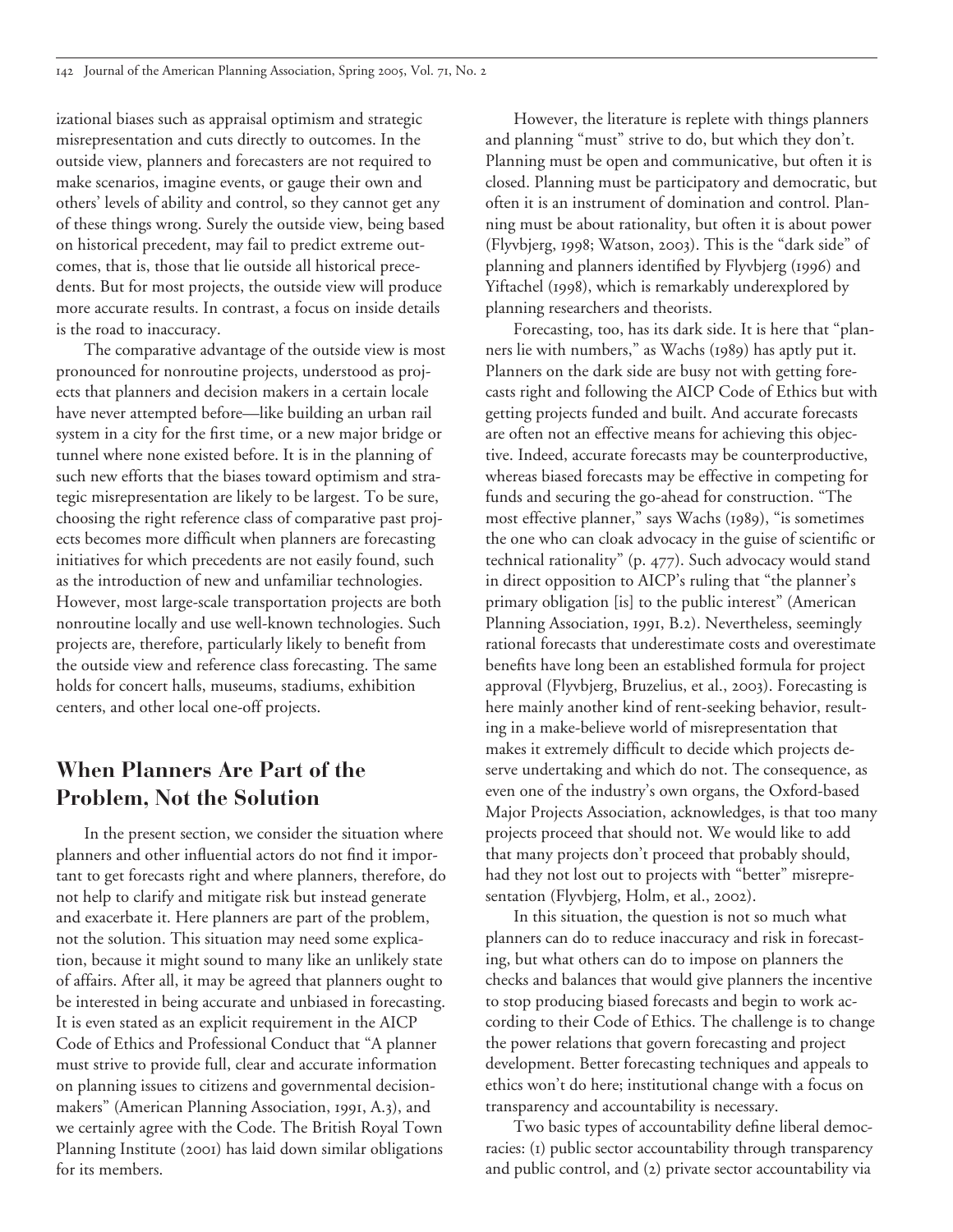izational biases such as appraisal optimism and strategic misrepresentation and cuts directly to outcomes. In the outside view, planners and forecasters are not required to make scenarios, imagine events, or gauge their own and others' levels of ability and control, so they cannot get any of these things wrong. Surely the outside view, being based on historical precedent, may fail to predict extreme outcomes, that is, those that lie outside all historical precedents. But for most projects, the outside view will produce more accurate results. In contrast, a focus on inside details is the road to inaccuracy.

The comparative advantage of the outside view is most pronounced for nonroutine projects, understood as projects that planners and decision makers in a certain locale have never attempted before—like building an urban rail system in a city for the first time, or a new major bridge or tunnel where none existed before. It is in the planning of such new efforts that the biases toward optimism and strategic misrepresentation are likely to be largest. To be sure, choosing the right reference class of comparative past projects becomes more difficult when planners are forecasting initiatives for which precedents are not easily found, such as the introduction of new and unfamiliar technologies. However, most large-scale transportation projects are both nonroutine locally and use well-known technologies. Such projects are, therefore, particularly likely to benefit from the outside view and reference class forecasting. The same holds for concert halls, museums, stadiums, exhibition centers, and other local one-off projects.

## When Planners Are Part of the Problem, Not the Solution

In the present section, we consider the situation where planners and other influential actors do not find it important to get forecasts right and where planners, therefore, do not help to clarify and mitigate risk but instead generate and exacerbate it. Here planners are part of the problem, not the solution. This situation may need some explication, because it might sound to many like an unlikely state of affairs. After all, it may be agreed that planners ought to be interested in being accurate and unbiased in forecasting. It is even stated as an explicit requirement in the AICP Code of Ethics and Professional Conduct that "A planner must strive to provide full, clear and accurate information on planning issues to citizens and governmental decision-makers" (American Planning Association, 1991, A.3), and we certainly agree with the Code. The British Royal Town Planning Institute (2001) has laid down similar obligations for its members.

However, the literature is replete with things planners and planning "must" strive to do, but which they don't. Planning must be open and communicative, but often it is closed. Planning must be participatory and democratic, but often it is an instrument of domination and control. Planning must be about rationality, but often it is about power (Flyvbjerg, 1998; Watson, 2003). This is the "dark side" of planning and planners identified by Flyvbjerg (1996) and Yiftachel (1998), which is remarkably underexplored by planning researchers and theorists.

Forecasting, too, has its dark side. It is here that "planners lie with numbers," as Wachs (1989) has aptly put it. Planners on the dark side are busy not with getting forecasts right and following the AICP Code of Ethics but with getting projects funded and built. And accurate forecasts are often not an effective means for achieving this objective. Indeed, accurate forecasts may be counterproductive, whereas biased forecasts may be effective in competing for funds and securing the go-ahead for construction. "The most effective planner," says Wachs (1989), "is sometimes the one who can cloak advocacy in the guise of scientific or technical rationality" (p. 477). Such advocacy would stand in direct opposition to AICP's ruling that "the planner's primary obligation [is] to the public interest" (American Planning Association, 1991, B.2). Nevertheless, seemingly rational forecasts that underestimate costs and overestimate benefits have long been an established formula for project approval (Flyvbjerg, Bruzelius, et al., 2003). Forecasting is here mainly another kind of rent-seeking behavior, resulting in a make-believe world of misrepresentation that makes it extremely difficult to decide which projects deserve undertaking and which do not. The consequence, as even one of the industry's own organs, the Oxford-based Major Projects Association, acknowledges, is that too many projects proceed that should not. We would like to add that many projects don't proceed that probably should, had they not lost out to projects with "better" misrepresentation (Flyvbjerg, Holm, et al., 2002).

In this situation, the question is not so much what planners can do to reduce inaccuracy and risk in forecasting, but what others can do to impose on planners the checks and balances that would give planners the incentive to stop producing biased forecasts and begin to work according to their Code of Ethics. The challenge is to change the power relations that govern forecasting and project development. Better forecasting techniques and appeals to ethics won't do here; institutional change with a focus on transparency and accountability is necessary.

Two basic types of accountability define liberal democracies: (1) public sector accountability through transparency and public control, and (2) private sector accountability via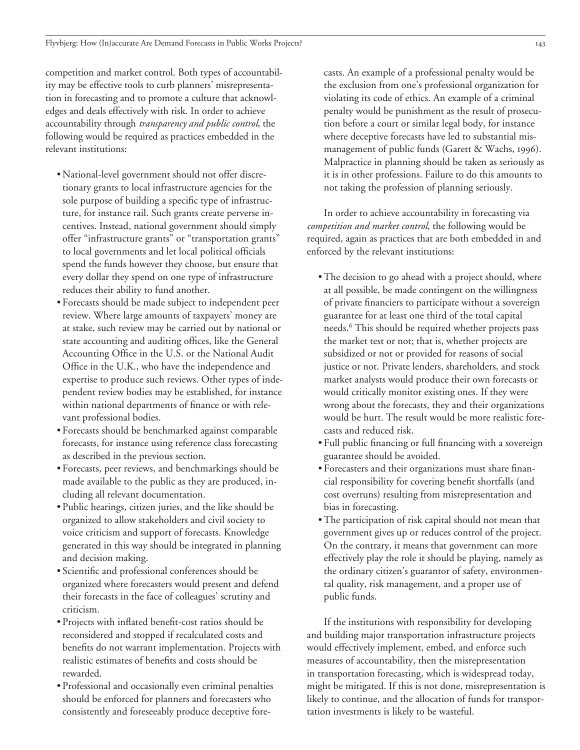competition and market control. Both types of accountability may be effective tools to curb planners' misrepresentation in forecasting and to promote a culture that acknowledges and deals effectively with risk. In order to achieve accountability through *transparency and public control*, the following would be required as practices embedded in the relevant institutions:

- National-level government should not offer discretionary grants to local infrastructure agencies for the sole purpose of building a specific type of infrastructure, for instance rail. Such grants create perverse incentives. Instead, national government should simply offer "infrastructure grants" or "transportation grants" to local governments and let local political officials spend the funds however they choose, but ensure that every dollar they spend on one type of infrastructure reduces their ability to fund another.
- Forecasts should be made subject to independent peer review. Where large amounts of taxpayers' money are at stake, such review may be carried out by national or state accounting and auditing offices, like the General Accounting Office in the U.S. or the National Audit Office in the U.K., who have the independence and expertise to produce such reviews. Other types of independent review bodies may be established, for instance within national departments of finance or with relevant professional bodies.
- Forecasts should be benchmarked against comparable forecasts, for instance using reference class forecasting as described in the previous section.
- Forecasts, peer reviews, and benchmarkings should be made available to the public as they are produced, including all relevant documentation.
- Public hearings, citizen juries, and the like should be organized to allow stakeholders and civil society to voice criticism and support of forecasts. Knowledge generated in this way should be integrated in planning and decision making.
- Scientific and professional conferences should be organized where forecasters would present and defend their forecasts in the face of colleagues' scrutiny and criticism.
- Projects with inflated benefit-cost ratios should be reconsidered and stopped if recalculated costs and benefits do not warrant implementation. Projects with realistic estimates of benefits and costs should be rewarded.
- Professional and occasionally even criminal penalties should be enforced for planners and forecasters who consistently and foreseeably produce deceptive forecasts. An example of a professional penalty would be the exclusion from one's professional organization for violating its code of ethics. An example of a criminal penalty would be punishment as the result of prosecution before a court or similar legal body, for instance where deceptive forecasts have led to substantial mismanagement of public funds (Garett & Wachs, 1996). Malpractice in planning should be taken as seriously as it is in other professions. Failure to do this amounts to not taking the profession of planning seriously.

In order to achieve accountability in forecasting via *competition and market control*, the following would be required, again as practices that are both embedded in and enforced by the relevant institutions:

- The decision to go ahead with a project should, where at all possible, be made contingent on the willingness of private financiers to participate without a sovereign guarantee for at least one third of the total capital needs.[6] This should be required whether projects pass the market test or not; that is, whether projects are subsidized or not or provided for reasons of social justice or not. Private lenders, shareholders, and stock market analysts would produce their own forecasts or would critically monitor existing ones. If they were wrong about the forecasts, they and their organizations would be hurt. The result would be more realistic forecasts and reduced risk.
- Full public financing or full financing with a sovereign guarantee should be avoided.
- Forecasters and their organizations must share financial responsibility for covering benefit shortfalls (and cost overruns) resulting from misrepresentation and bias in forecasting.
- The participation of risk capital should not mean that government gives up or reduces control of the project. On the contrary, it means that government can more effectively play the role it should be playing, namely as the ordinary citizen's guarantor of safety, environmental quality, risk management, and a proper use of public funds.

If the institutions with responsibility for developing and building major transportation infrastructure projects would effectively implement, embed, and enforce such measures of accountability, then the misrepresentation in transportation forecasting, which is widespread today, might be mitigated. If this is not done, misrepresentation is likely to continue, and the allocation of funds for transportation investments is likely to be wasteful.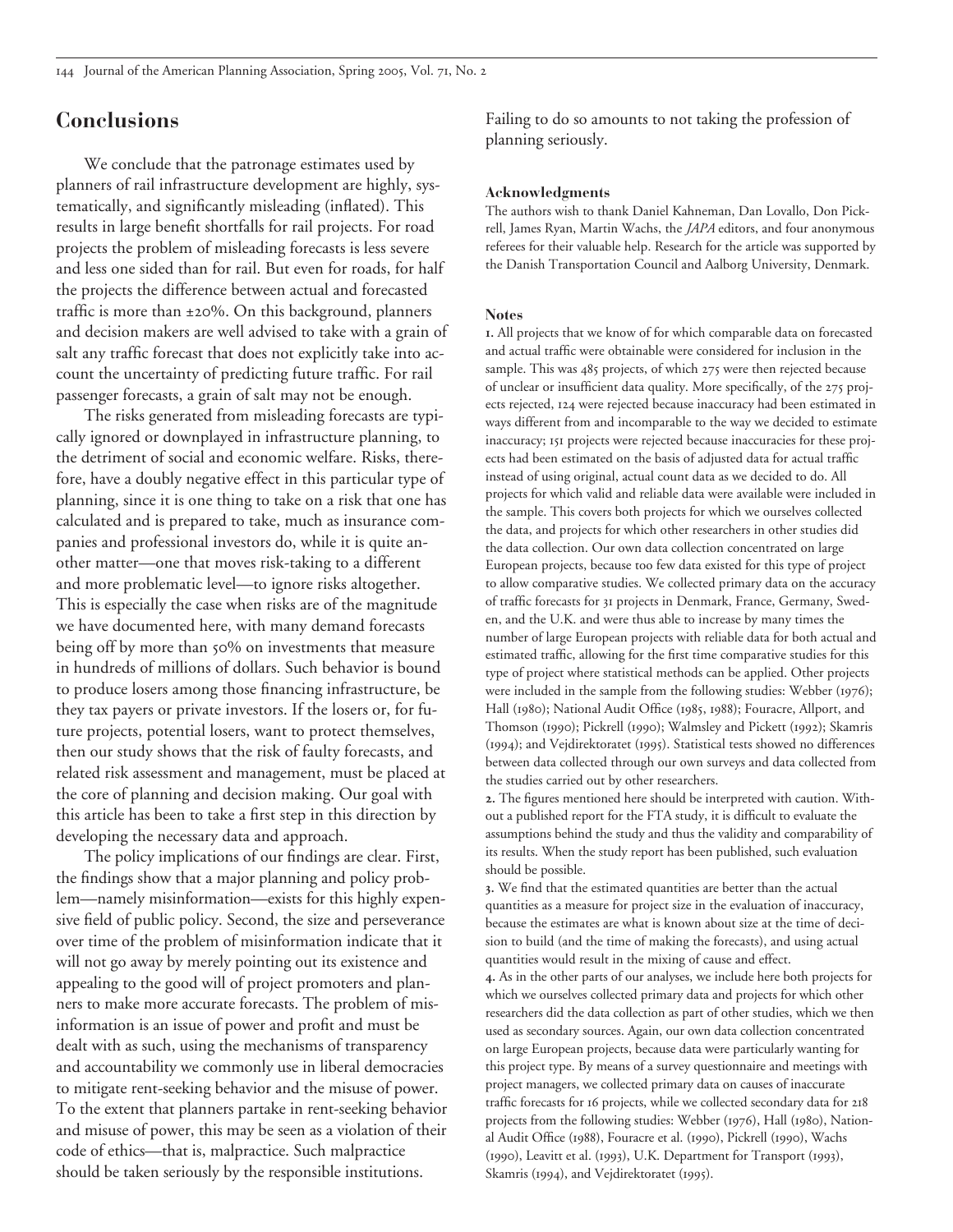## Conclusions

We conclude that the patronage estimates used by planners of rail infrastructure development are highly, systematically, and significantly misleading (inflated). This results in large benefit shortfalls for rail projects. For road projects the problem of misleading forecasts is less severe and less one sided than for rail. But even for roads, for half the projects the difference between actual and forecasted traffic is more than ±20%. On this background, planners and decision makers are well advised to take with a grain of salt any traffic forecast that does not explicitly take into account the uncertainty of predicting future traffic. For rail passenger forecasts, a grain of salt may not be enough.

The risks generated from misleading forecasts are typically ignored or downplayed in infrastructure planning, to the detriment of social and economic welfare. Risks, therefore, have a doubly negative effect in this particular type of planning, since it is one thing to take on a risk that one has calculated and is prepared to take, much as insurance companies and professional investors do, while it is quite another matter—one that moves risk-taking to a different and more problematic level—to ignore risks altogether. This is especially the case when risks are of the magnitude we have documented here, with many demand forecasts being off by more than 50% on investments that measure in hundreds of millions of dollars. Such behavior is bound to produce losers among those financing infrastructure, be they tax payers or private investors. If the losers or, for future projects, potential losers, want to protect themselves, then our study shows that the risk of faulty forecasts, and related risk assessment and management, must be placed at the core of planning and decision making. Our goal with this article has been to take a first step in this direction by developing the necessary data and approach.

The policy implications of our findings are clear. First, the findings show that a major planning and policy problem—namely misinformation—exists for this highly expensive field of public policy. Second, the size and perseverance over time of the problem of misinformation indicate that it will not go away by merely pointing out its existence and appealing to the good will of project promoters and planners to make more accurate forecasts. The problem of misinformation is an issue of power and profit and must be dealt with as such, using the mechanisms of transparency and accountability we commonly use in liberal democracies to mitigate rent-seeking behavior and the misuse of power. To the extent that planners partake in rent-seeking behavior and misuse of power, this may be seen as a violation of their code of ethics—that is, malpractice. Such malpractice should be taken seriously by the responsible institutions. Failing to do so amounts to not taking the profession of planning seriously.

### Acknowledgments

The authors wish to thank Daniel Kahneman, Dan Lovallo, Don Pickrell, James Ryan, Martin Wachs, the *JAPA* editors, and four anonymous referees for their valuable help. Research for the article was supported by the Danish Transportation Council and Aalborg University, Denmark.

### Notes

**1.** All projects that we know of for which comparable data on forecasted and actual traffic were obtainable were considered for inclusion in the sample. This was 485 projects, of which 275 were then rejected because of unclear or insufficient data quality. More specifically, of the 275 projects rejected, 124 were rejected because inaccuracy had been estimated in ways different from and incomparable to the way we decided to estimate inaccuracy; 151 projects were rejected because inaccuracies for these projects had been estimated on the basis of adjusted data for actual traffic instead of using original, actual count data as we decided to do. All projects for which valid and reliable data were available were included in the sample. This covers both projects for which we ourselves collected the data, and projects for which other researchers in other studies did the data collection. Our own data collection concentrated on large European projects, because too few data existed for this type of project to allow comparative studies. We collected primary data on the accuracy of traffic forecasts for 31 projects in Denmark, France, Germany, Sweden, and the U.K. and were thus able to increase by many times the number of large European projects with reliable data for both actual and estimated traffic, allowing for the first time comparative studies for this type of project where statistical methods can be applied. Other projects were included in the sample from the following studies: Webber (1976); Hall (1980); National Audit Office (1985, 1988); Fouracre, Allport, and Thomson (1990); Pickrell (1990); Walmsley and Pickett (1992); Skamris (1994); and Vejdirektoratet (1995). Statistical tests showed no differences between data collected through our own surveys and data collected from the studies carried out by other researchers.

**2.** The figures mentioned here should be interpreted with caution. Without a published report for the FTA study, it is difficult to evaluate the assumptions behind the study and thus the validity and comparability of its results. When the study report has been published, such evaluation should be possible.

**3.** We find that the estimated quantities are better than the actual quantities as a measure for project size in the evaluation of inaccuracy, because the estimates are what is known about size at the time of decision to build (and the time of making the forecasts), and using actual quantities would result in the mixing of cause and effect.

**4.** As in the other parts of our analyses, we include here both projects for which we ourselves collected primary data and projects for which other researchers did the data collection as part of other studies, which we then used as secondary sources. Again, our own data collection concentrated on large European projects, because data were particularly wanting for this project type. By means of a survey questionnaire and meetings with project managers, we collected primary data on causes of inaccurate traffic forecasts for 16 projects, while we collected secondary data for 218 projects from the following studies: Webber (1976), Hall (1980), National Audit Office (1988), Fouracre et al. (1990), Pickrell (1990), Wachs (1990), Leavitt et al. (1993), U.K. Department for Transport (1993), Skamris (1994), and Vejdirektoratet (1995).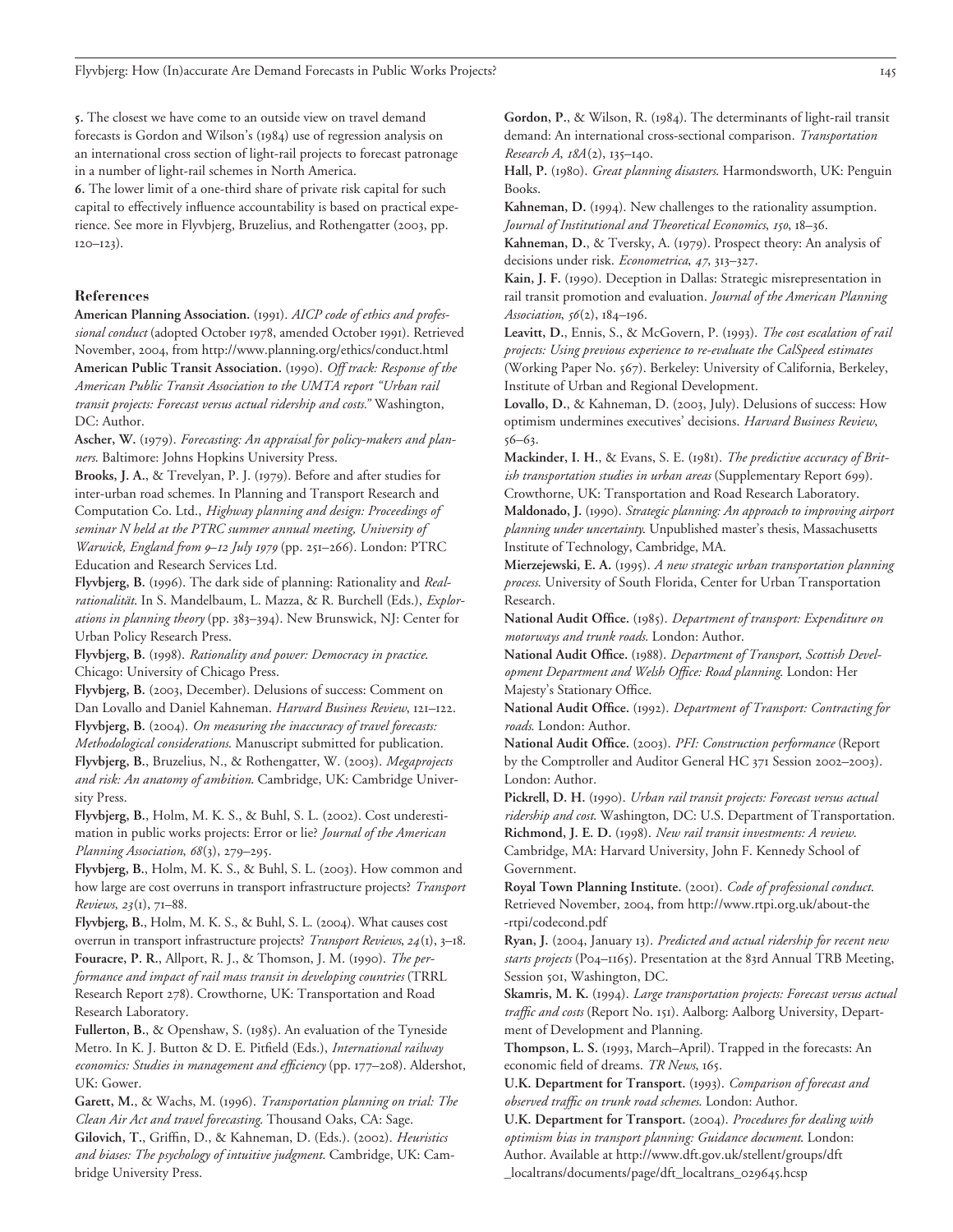**5.** The closest we have come to an outside view on travel demand forecasts is Gordon and Wilson's (1984) use of regression analysis on an international cross section of light-rail projects to forecast patronage in a number of light-rail schemes in North America.

**6.** The lower limit of a one-third share of private risk capital for such capital to effectively influence accountability is based on practical experience. See more in Flyvbjerg, Bruzelius, and Rothengatter (2003, pp. 120–123).

## References

**American Planning Association.** (1991). *AICP code of ethics and professional conduct* (adopted October 1978, amended October 1991). Retrieved November, 2004, from http://www.planning.org/ethics/conduct.html

**American Public Transit Association.** (1990). *Off track: Response of the American Public Transit Association to the UMTA report "Urban rail transit projects: Forecast versus actual ridership and costs."* Washington, DC: Author.

**Ascher, W.** (1979). *Forecasting: An appraisal for policy-makers and planners*. Baltimore: Johns Hopkins University Press.

**Brooks, J. A.**, & Trevelyan, P. J. (1979). Before and after studies for inter-urban road schemes. In Planning and Transport Research and Computation Co. Ltd., *Highway planning and design: Proceedings of seminar N held at the PTRC summer annual meeting, University of Warwick, England from 9–12 July 1979* (pp. 251–266). London: PTRC Education and Research Services Ltd.

**Flyvbjerg, B.** (1996). The dark side of planning: Rationality and *Realrationalität*. In S. Mandelbaum, L. Mazza, & R. Burchell (Eds.), *Explorations in planning theory* (pp. 383–394). New Brunswick, NJ: Center for Urban Policy Research Press.

**Flyvbjerg, B.** (1998). *Rationality and power: Democracy in practice*. Chicago: University of Chicago Press.

**Flyvbjerg, B.** (2003, December). Delusions of success: Comment on Dan Lovallo and Daniel Kahneman. *Harvard Business Review*, 121–122.

**Flyvbjerg, B.** (2004). *On measuring the inaccuracy of travel forecasts: Methodological considerations*. Manuscript submitted for publication.

**Flyvbjerg, B.**, Bruzelius, N., & Rothengatter, W. (2003). *Megaprojects and risk: An anatomy of ambition*. Cambridge, UK: Cambridge University Press.

**Flyvbjerg, B.**, Holm, M. K. S., & Buhl, S. L. (2002). Cost underestimation in public works projects: Error or lie? *Journal of the American Planning Association*, *68*(3), 279–295.

**Flyvbjerg, B.**, Holm, M. K. S., & Buhl, S. L. (2003). How common and how large are cost overruns in transport infrastructure projects? *Transport Reviews*, *23*(1), 71–88.

**Flyvbjerg, B.**, Holm, M. K. S., & Buhl, S. L. (2004). What causes cost overrun in transport infrastructure projects? *Transport Reviews*, *24*(1), 3–18.

**Fouracre, P. R.**, Allport, R. J., & Thomson, J. M. (1990). *The performance and impact of rail mass transit in developing countries* (TRRL Research Report 278). Crowthorne, UK: Transportation and Road Research Laboratory.

**Fullerton, B.**, & Openshaw, S. (1985). An evaluation of the Tyneside Metro. In K. J. Button & D. E. Pitfield (Eds.), *International railway economics: Studies in management and efficiency* (pp. 177–208). Aldershot, UK: Gower.

**Garett, M.**, & Wachs, M. (1996). *Transportation planning on trial: The Clean Air Act and travel forecasting*. Thousand Oaks, CA: Sage.

**Gilovich, T.**, Griffin, D., & Kahneman, D. (Eds.). (2002). *Heuristics and biases: The psychology of intuitive judgment*. Cambridge, UK: Cambridge University Press.

**Gordon, P.**, & Wilson, R. (1984). The determinants of light-rail transit demand: An international cross-sectional comparison. *Transportation Research A*, *18A*(2), 135–140.

**Hall, P.** (1980). *Great planning disasters*. Harmondsworth, UK: Penguin Books.

**Kahneman, D.** (1994). New challenges to the rationality assumption. *Journal of Institutional and Theoretical Economics*, *150*, 18–36.

**Kahneman, D.**, & Tversky, A. (1979). Prospect theory: An analysis of decisions under risk. *Econometrica*, *47*, 313–327.

**Kain, J. F.** (1990). Deception in Dallas: Strategic misrepresentation in rail transit promotion and evaluation. *Journal of the American Planning Association*, *56*(2), 184–196.

**Leavitt, D.**, Ennis, S., & McGovern, P. (1993). *The cost escalation of rail projects: Using previous experience to re-evaluate the CalSpeed estimates* (Working Paper No. 567). Berkeley: University of California, Berkeley, Institute of Urban and Regional Development.

**Lovallo, D.**, & Kahneman, D. (2003, July). Delusions of success: How optimism undermines executives' decisions. *Harvard Business Review*, 56–63.

**Mackinder, I. H.**, & Evans, S. E. (1981). *The predictive accuracy of British transportation studies in urban areas* (Supplementary Report 699). Crowthorne, UK: Transportation and Road Research Laboratory.

**Maldonado, J.** (1990). *Strategic planning: An approach to improving airport planning under uncertainty*. Unpublished master's thesis, Massachusetts Institute of Technology, Cambridge, MA.

**Mierzejewski, E. A.** (1995). *A new strategic urban transportation planning process*. University of South Florida, Center for Urban Transportation Research.

**National Audit Office.** (1985). *Department of transport: Expenditure on motorways and trunk roads*. London: Author.

**National Audit Office.** (1988). *Department of Transport, Scottish Development Department and Welsh Office: Road planning*. London: Her Majesty's Stationary Office.

**National Audit Office.** (1992). *Department of Transport: Contracting for roads*. London: Author.

**National Audit Office.** (2003). *PFI: Construction performance* (Report by the Comptroller and Auditor General HC 371 Session 2002–2003). London: Author.

**Pickrell, D. H.** (1990). *Urban rail transit projects: Forecast versus actual ridership and cost*. Washington, DC: U.S. Department of Transportation.

**Richmond, J. E. D.** (1998). *New rail transit investments: A review*. Cambridge, MA: Harvard University, John F. Kennedy School of Government.

**Royal Town Planning Institute.** (2001). *Code of professional conduct*. Retrieved November, 2004, from http://www.rtpi.org.uk/about-the-rtpi/codecond.pdf

**Ryan, J.** (2004, January 13). *Predicted and actual ridership for recent new starts projects* (P04–1165). Presentation at the 83rd Annual TRB Meeting, Session 501, Washington, DC.

**Skamris, M. K.** (1994). *Large transportation projects: Forecast versus actual traffic and costs* (Report No. 151). Aalborg: Aalborg University, Department of Development and Planning.

**Thompson, L. S.** (1993, March–April). Trapped in the forecasts: An economic field of dreams. *TR News*, 165.

**U.K. Department for Transport.** (1993). *Comparison of forecast and observed traffic on trunk road schemes*. London: Author.

**U.K. Department for Transport.** (2004). *Procedures for dealing with optimism bias in transport planning: Guidance document*. London: Author. Available at http://www.dft.gov.uk/stellent/groups/dft_localtrans/documents/page/dft_localtrans_029645.hcsp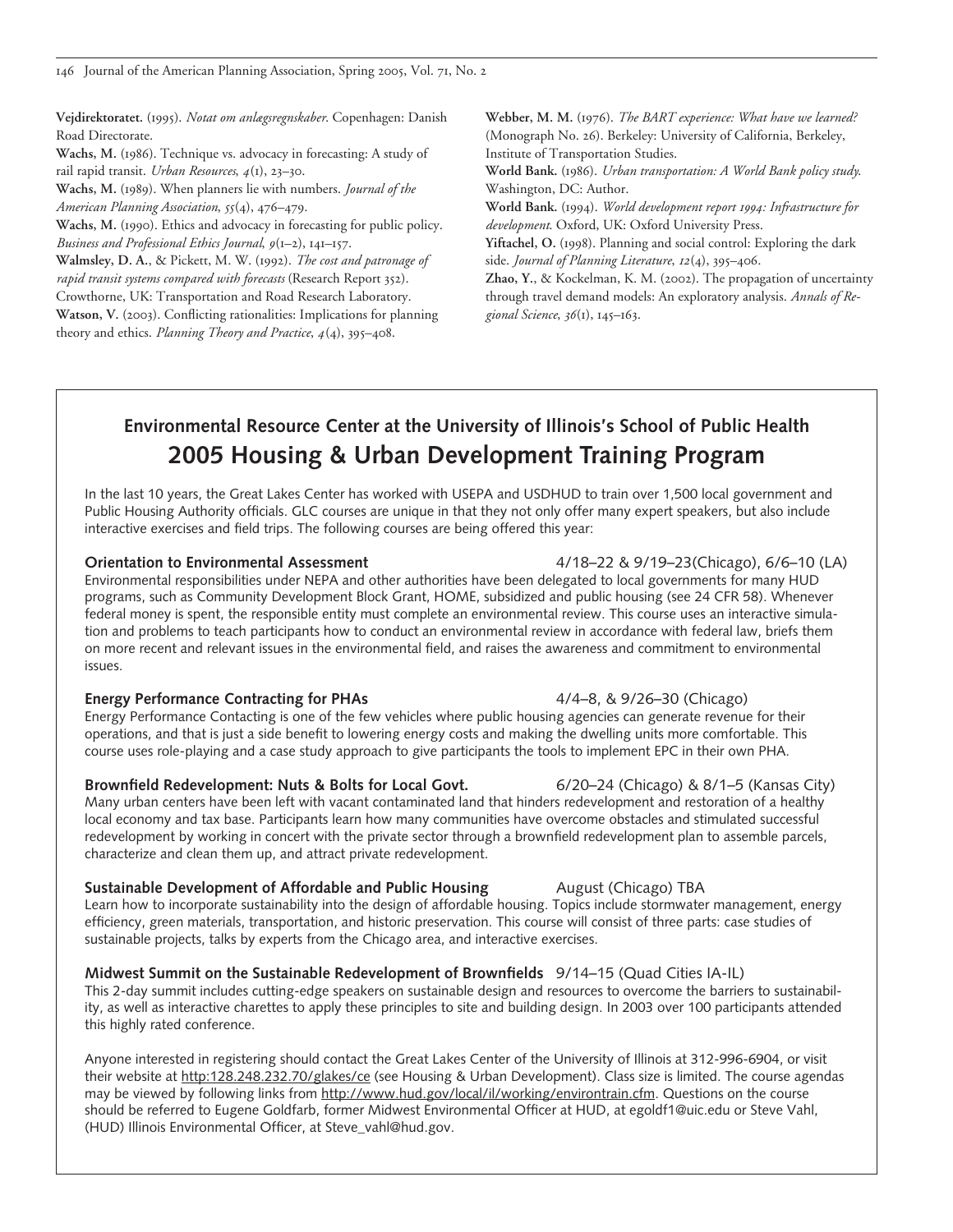**Vejdirektoratet.** (1995). *Notat om anlægsregnskaber*. Copenhagen: Danish Road Directorate.

**Wachs, M.** (1986). Technique vs. advocacy in forecasting: A study of rail rapid transit. *Urban Resources*, *4*(1), 23–30.

**Wachs, M.** (1989). When planners lie with numbers. *Journal of the American Planning Association*, *55*(4), 476–479.

**Wachs, M.** (1990). Ethics and advocacy in forecasting for public policy. *Business and Professional Ethics Journal*, *9*(1–2), 141–157.

**Walmsley, D. A.**, & Pickett, M. W. (1992). *The cost and patronage of rapid transit systems compared with forecasts* (Research Report 352). Crowthorne, UK: Transportation and Road Research Laboratory.

**Watson, V.** (2003). Conflicting rationalities: Implications for planning theory and ethics. *Planning Theory and Practice*, *4*(4), 395–408.

**Webber, M. M.** (1976). *The BART experience: What have we learned?* (Monograph No. 26). Berkeley: University of California, Berkeley, Institute of Transportation Studies.

**World Bank.** (1986). *Urban transportation: A World Bank policy study*. Washington, DC: Author.

**World Bank.** (1994). *World development report 1994: Infrastructure for development*. Oxford, UK: Oxford University Press.

**Yiftachel, O.** (1998). Planning and social control: Exploring the dark side. *Journal of Planning Literature*, *12*(4), 395–406.

**Zhao, Y.**, & Kockelman, K. M. (2002). The propagation of uncertainty through travel demand models: An exploratory analysis. *Annals of Regional Science*, *36*(1), 145–163.

## Environmental Resource Center at the University of Illinois's School of Public Health

# 2005 Housing & Urban Development Training Program

In the last 10 years, the Great Lakes Center has worked with USEPA and USDHUD to train over 1,500 local government and Public Housing Authority officials. GLC courses are unique in that they not only offer many expert speakers, but also include interactive exercises and field trips. The following courses are being offered this year:

**Orientation to Environmental Assessment** 4/18–22 & 9/19–23(Chicago), 6/6–10 (LA)

Environmental responsibilities under NEPA and other authorities have been delegated to local governments for many HUD programs, such as Community Development Block Grant, HOME, subsidized and public housing (see 24 CFR 58). Whenever federal money is spent, the responsible entity must complete an environmental review. This course uses an interactive simulation and problems to teach participants how to conduct an environmental review in accordance with federal law, briefs them on more recent and relevant issues in the environmental field, and raises the awareness and commitment to environmental issues.

**Energy Performance Contracting for PHAs** 4/4–8, & 9/26–30 (Chicago)

Energy Performance Contacting is one of the few vehicles where public housing agencies can generate revenue for their operations, and that is just a side benefit to lowering energy costs and making the dwelling units more comfortable. This course uses role-playing and a case study approach to give participants the tools to implement EPC in their own PHA.

**Brownfield Redevelopment: Nuts & Bolts for Local Govt.** 6/20–24 (Chicago) & 8/1–5 (Kansas City)

Many urban centers have been left with vacant contaminated land that hinders redevelopment and restoration of a healthy local economy and tax base. Participants learn how many communities have overcome obstacles and stimulated successful redevelopment by working in concert with the private sector through a brownfield redevelopment plan to assemble parcels, characterize and clean them up, and attract private redevelopment.

**Sustainable Development of Affordable and Public Housing** August (Chicago) TBA

Learn how to incorporate sustainability into the design of affordable housing. Topics include stormwater management, energy efficiency, green materials, transportation, and historic preservation. This course will consist of three parts: case studies of sustainable projects, talks by experts from the Chicago area, and interactive exercises.

**Midwest Summit on the Sustainable Redevelopment of Brownfields** 9/14–15 (Quad Cities IA-IL)

This 2-day summit includes cutting-edge speakers on sustainable design and resources to overcome the barriers to sustainability, as well as interactive charettes to apply these principles to site and building design. In 2003 over 100 participants attended this highly rated conference.

Anyone interested in registering should contact the Great Lakes Center of the University of Illinois at 312-996-6904, or visit their website at http:128.248.232.70/glakes/ce (see Housing & Urban Development). Class size is limited. The course agendas may be viewed by following links from http://www.hud.gov/local/il/working/environtrain.cfm. Questions on the course should be referred to Eugene Goldfarb, former Midwest Environmental Officer at HUD, at egoldf1@uic.edu or Steve Vahl, (HUD) Illinois Environmental Officer, at Steve_vahl@hud.gov.